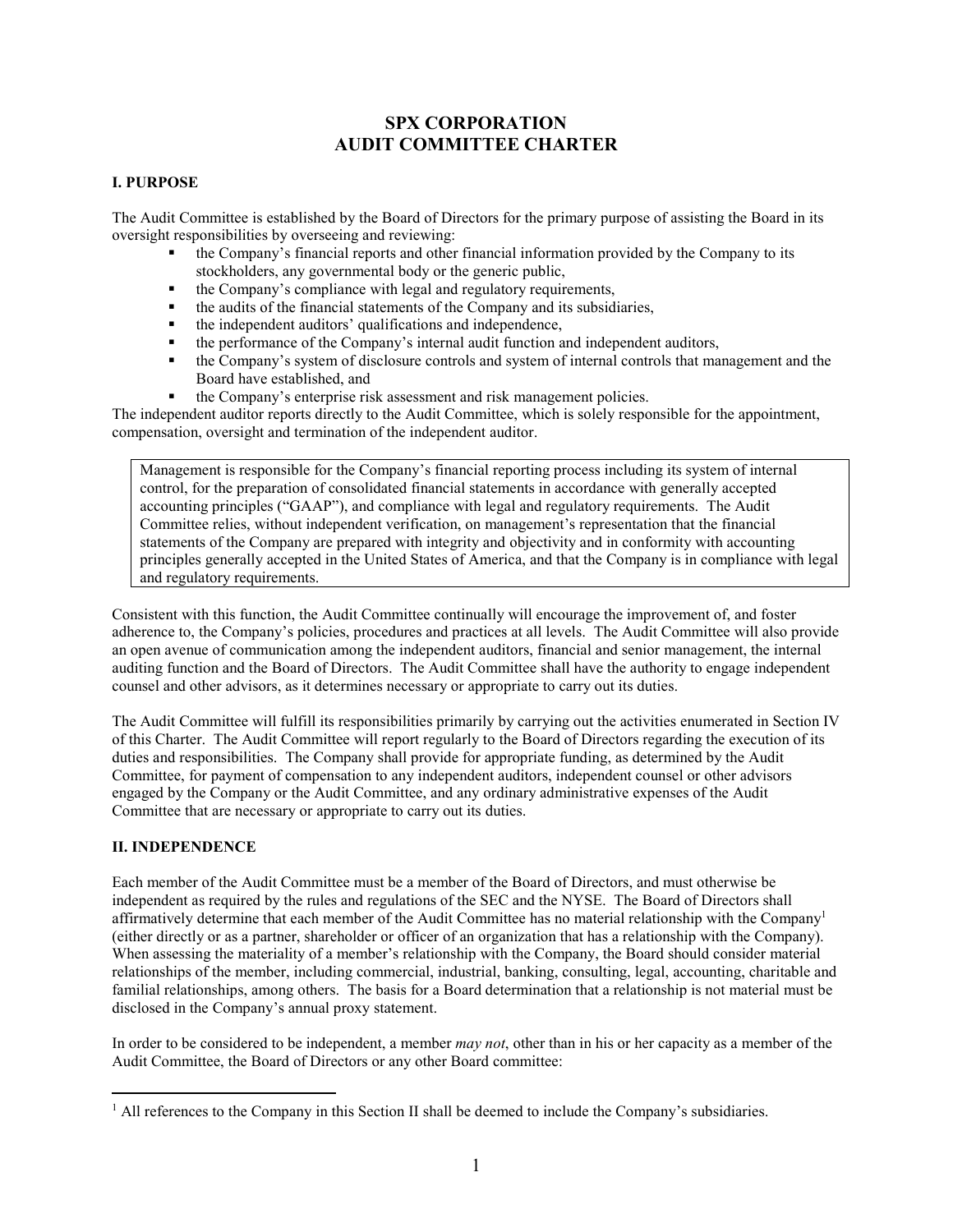# SPX CORPORATION
# AUDIT COMMITTEE CHARTER

## I. PURPOSE

The Audit Committee is established by the Board of Directors for the primary purpose of assisting the Board in its oversight responsibilities by overseeing and reviewing:

- the Company's financial reports and other financial information provided by the Company to its stockholders, any governmental body or the generic public,
- the Company's compliance with legal and regulatory requirements,
- the audits of the financial statements of the Company and its subsidiaries,
- the independent auditors' qualifications and independence,
- the performance of the Company's internal audit function and independent auditors,
- the Company's system of disclosure controls and system of internal controls that management and the Board have established, and
- the Company's enterprise risk assessment and risk management policies.

The independent auditor reports directly to the Audit Committee, which is solely responsible for the appointment, compensation, oversight and termination of the independent auditor.

> Management is responsible for the Company's financial reporting process including its system of internal control, for the preparation of consolidated financial statements in accordance with generally accepted accounting principles ("GAAP"), and compliance with legal and regulatory requirements. The Audit Committee relies, without independent verification, on management's representation that the financial statements of the Company are prepared with integrity and objectivity and in conformity with accounting principles generally accepted in the United States of America, and that the Company is in compliance with legal and regulatory requirements.

Consistent with this function, the Audit Committee continually will encourage the improvement of, and foster adherence to, the Company's policies, procedures and practices at all levels. The Audit Committee will also provide an open avenue of communication among the independent auditors, financial and senior management, the internal auditing function and the Board of Directors. The Audit Committee shall have the authority to engage independent counsel and other advisors, as it determines necessary or appropriate to carry out its duties.

The Audit Committee will fulfill its responsibilities primarily by carrying out the activities enumerated in Section IV of this Charter. The Audit Committee will report regularly to the Board of Directors regarding the execution of its duties and responsibilities. The Company shall provide for appropriate funding, as determined by the Audit Committee, for payment of compensation to any independent auditors, independent counsel or other advisors engaged by the Company or the Audit Committee, and any ordinary administrative expenses of the Audit Committee that are necessary or appropriate to carry out its duties.

## II. INDEPENDENCE

Each member of the Audit Committee must be a member of the Board of Directors, and must otherwise be independent as required by the rules and regulations of the SEC and the NYSE. The Board of Directors shall affirmatively determine that each member of the Audit Committee has no material relationship with the Company[1] (either directly or as a partner, shareholder or officer of an organization that has a relationship with the Company). When assessing the materiality of a member's relationship with the Company, the Board should consider material relationships of the member, including commercial, industrial, banking, consulting, legal, accounting, charitable and familial relationships, among others. The basis for a Board determination that a relationship is not material must be disclosed in the Company's annual proxy statement.

In order to be considered to be independent, a member *may not*, other than in his or her capacity as a member of the Audit Committee, the Board of Directors or any other Board committee:

[1] All references to the Company in this Section II shall be deemed to include the Company's subsidiaries.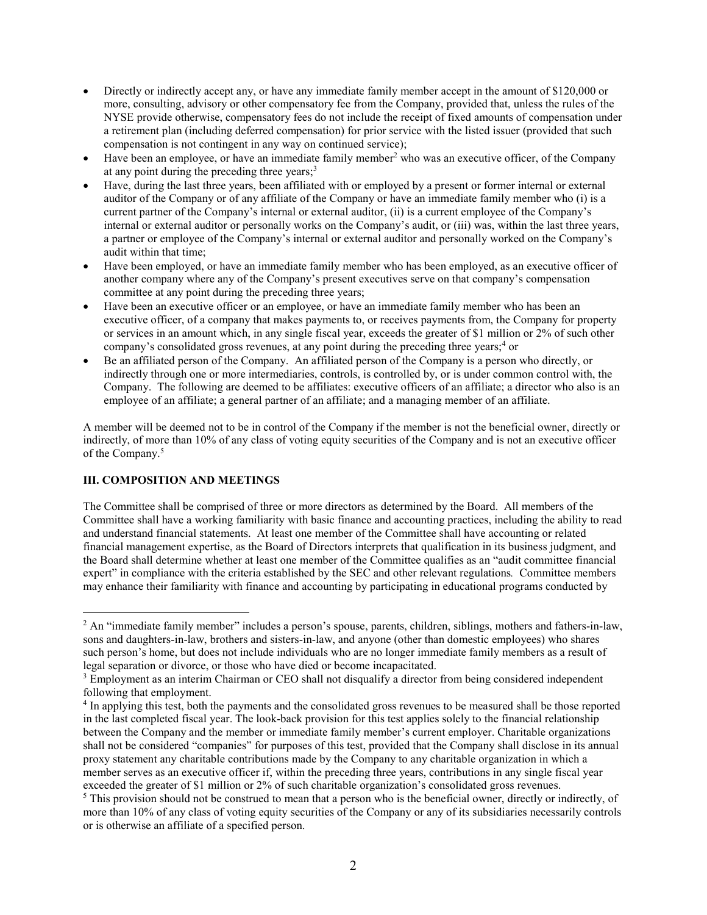- Directly or indirectly accept any, or have any immediate family member accept in the amount of $120,000 or more, consulting, advisory or other compensatory fee from the Company, provided that, unless the rules of the NYSE provide otherwise, compensatory fees do not include the receipt of fixed amounts of compensation under a retirement plan (including deferred compensation) for prior service with the listed issuer (provided that such compensation is not contingent in any way on continued service);
- Have been an employee, or have an immediate family member[2] who was an executive officer, of the Company at any point during the preceding three years;[3]
- Have, during the last three years, been affiliated with or employed by a present or former internal or external auditor of the Company or of any affiliate of the Company or have an immediate family member who (i) is a current partner of the Company's internal or external auditor, (ii) is a current employee of the Company's internal or external auditor or personally works on the Company's audit, or (iii) was, within the last three years, a partner or employee of the Company's internal or external auditor and personally worked on the Company's audit within that time;
- Have been employed, or have an immediate family member who has been employed, as an executive officer of another company where any of the Company's present executives serve on that company's compensation committee at any point during the preceding three years;
- Have been an executive officer or an employee, or have an immediate family member who has been an executive officer, of a company that makes payments to, or receives payments from, the Company for property or services in an amount which, in any single fiscal year, exceeds the greater of $1 million or 2% of such other company's consolidated gross revenues, at any point during the preceding three years;[4] or
- Be an affiliated person of the Company. An affiliated person of the Company is a person who directly, or indirectly through one or more intermediaries, controls, is controlled by, or is under common control with, the Company. The following are deemed to be affiliates: executive officers of an affiliate; a director who also is an employee of an affiliate; a general partner of an affiliate; and a managing member of an affiliate.

A member will be deemed not to be in control of the Company if the member is not the beneficial owner, directly or indirectly, of more than 10% of any class of voting equity securities of the Company and is not an executive officer of the Company.[5]

## III. COMPOSITION AND MEETINGS

The Committee shall be comprised of three or more directors as determined by the Board. All members of the Committee shall have a working familiarity with basic finance and accounting practices, including the ability to read and understand financial statements. At least one member of the Committee shall have accounting or related financial management expertise, as the Board of Directors interprets that qualification in its business judgment, and the Board shall determine whether at least one member of the Committee qualifies as an "audit committee financial expert" in compliance with the criteria established by the SEC and other relevant regulations. Committee members may enhance their familiarity with finance and accounting by participating in educational programs conducted by

---

[2] An "immediate family member" includes a person's spouse, parents, children, siblings, mothers and fathers-in-law, sons and daughters-in-law, brothers and sisters-in-law, and anyone (other than domestic employees) who shares such person's home, but does not include individuals who are no longer immediate family members as a result of legal separation or divorce, or those who have died or become incapacitated.

[3] Employment as an interim Chairman or CEO shall not disqualify a director from being considered independent following that employment.

[4] In applying this test, both the payments and the consolidated gross revenues to be measured shall be those reported in the last completed fiscal year. The look-back provision for this test applies solely to the financial relationship between the Company and the member or immediate family member's current employer. Charitable organizations shall not be considered "companies" for purposes of this test, provided that the Company shall disclose in its annual proxy statement any charitable contributions made by the Company to any charitable organization in which a member serves as an executive officer if, within the preceding three years, contributions in any single fiscal year exceeded the greater of $1 million or 2% of such charitable organization's consolidated gross revenues.

[5] This provision should not be construed to mean that a person who is the beneficial owner, directly or indirectly, of more than 10% of any class of voting equity securities of the Company or any of its subsidiaries necessarily controls or is otherwise an affiliate of a specified person.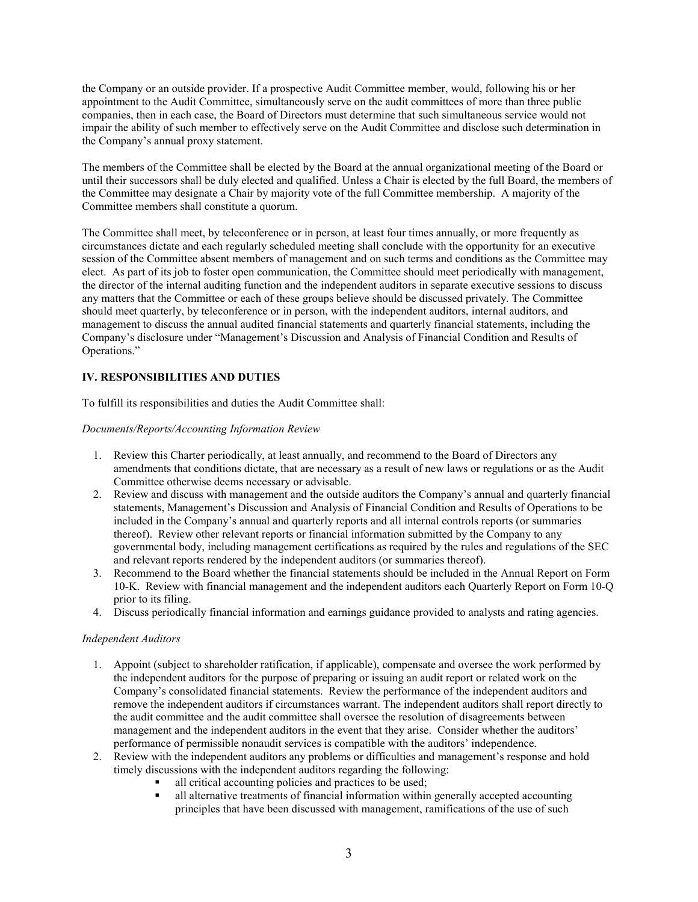the Company or an outside provider. If a prospective Audit Committee member, would, following his or her appointment to the Audit Committee, simultaneously serve on the audit committees of more than three public companies, then in each case, the Board of Directors must determine that such simultaneous service would not impair the ability of such member to effectively serve on the Audit Committee and disclose such determination in the Company's annual proxy statement.

The members of the Committee shall be elected by the Board at the annual organizational meeting of the Board or until their successors shall be duly elected and qualified. Unless a Chair is elected by the full Board, the members of the Committee may designate a Chair by majority vote of the full Committee membership. A majority of the Committee members shall constitute a quorum.

The Committee shall meet, by teleconference or in person, at least four times annually, or more frequently as circumstances dictate and each regularly scheduled meeting shall conclude with the opportunity for an executive session of the Committee absent members of management and on such terms and conditions as the Committee may elect. As part of its job to foster open communication, the Committee should meet periodically with management, the director of the internal auditing function and the independent auditors in separate executive sessions to discuss any matters that the Committee or each of these groups believe should be discussed privately. The Committee should meet quarterly, by teleconference or in person, with the independent auditors, internal auditors, and management to discuss the annual audited financial statements and quarterly financial statements, including the Company's disclosure under "Management's Discussion and Analysis of Financial Condition and Results of Operations."

## IV. RESPONSIBILITIES AND DUTIES

To fulfill its responsibilities and duties the Audit Committee shall:

*Documents/Reports/Accounting Information Review*

1. Review this Charter periodically, at least annually, and recommend to the Board of Directors any amendments that conditions dictate, that are necessary as a result of new laws or regulations or as the Audit Committee otherwise deems necessary or advisable.
2. Review and discuss with management and the outside auditors the Company's annual and quarterly financial statements, Management's Discussion and Analysis of Financial Condition and Results of Operations to be included in the Company's annual and quarterly reports and all internal controls reports (or summaries thereof). Review other relevant reports or financial information submitted by the Company to any governmental body, including management certifications as required by the rules and regulations of the SEC and relevant reports rendered by the independent auditors (or summaries thereof).
3. Recommend to the Board whether the financial statements should be included in the Annual Report on Form 10-K. Review with financial management and the independent auditors each Quarterly Report on Form 10-Q prior to its filing.
4. Discuss periodically financial information and earnings guidance provided to analysts and rating agencies.

*Independent Auditors*

1. Appoint (subject to shareholder ratification, if applicable), compensate and oversee the work performed by the independent auditors for the purpose of preparing or issuing an audit report or related work on the Company's consolidated financial statements. Review the performance of the independent auditors and remove the independent auditors if circumstances warrant. The independent auditors shall report directly to the audit committee and the audit committee shall oversee the resolution of disagreements between management and the independent auditors in the event that they arise. Consider whether the auditors' performance of permissible nonaudit services is compatible with the auditors' independence.
2. Review with the independent auditors any problems or difficulties and management's response and hold timely discussions with the independent auditors regarding the following:
   - all critical accounting policies and practices to be used;
   - all alternative treatments of financial information within generally accepted accounting principles that have been discussed with management, ramifications of the use of such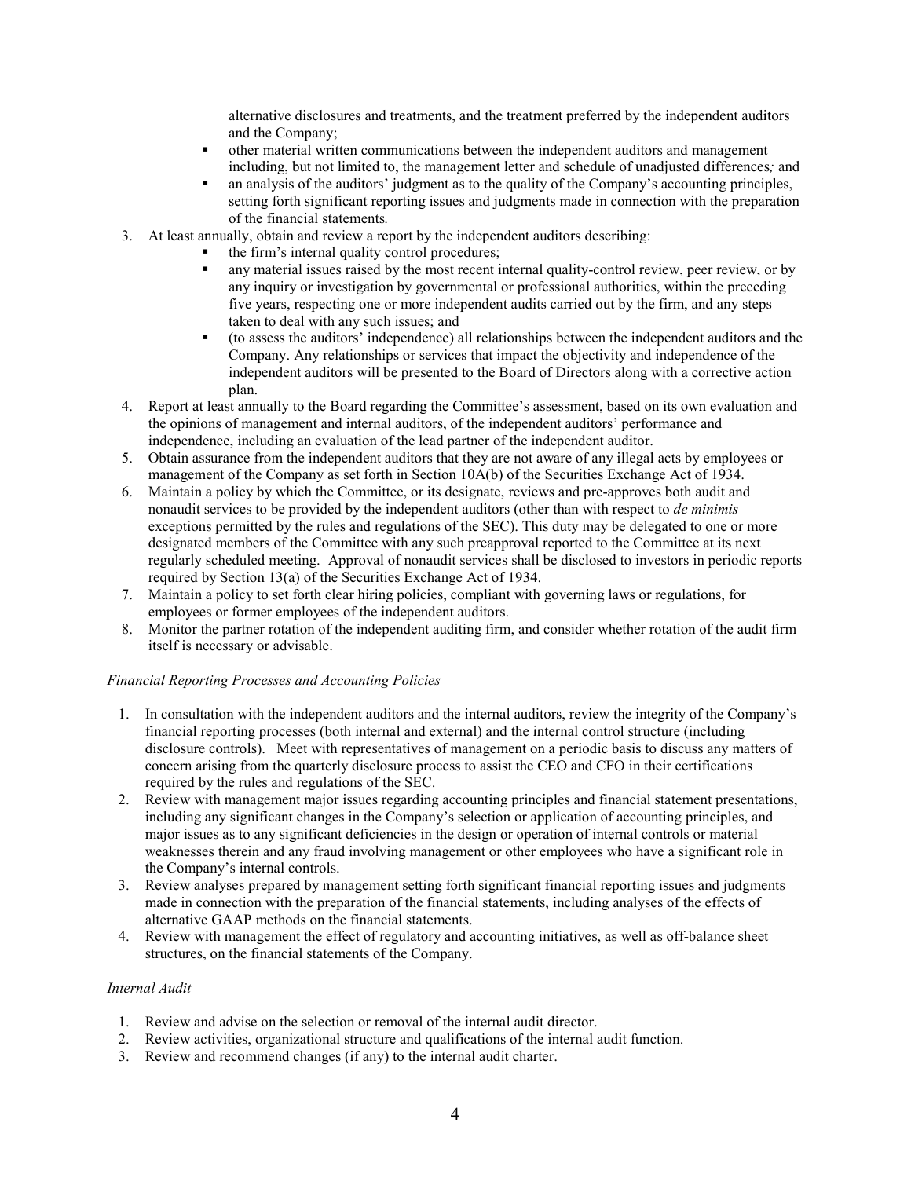alternative disclosures and treatments, and the treatment preferred by the independent auditors and the Company;
    - other material written communications between the independent auditors and management including, but not limited to, the management letter and schedule of unadjusted differences*;* and
    - an analysis of the auditors' judgment as to the quality of the Company's accounting principles, setting forth significant reporting issues and judgments made in connection with the preparation of the financial statements*.*
3. At least annually, obtain and review a report by the independent auditors describing:
    - the firm's internal quality control procedures;
    - any material issues raised by the most recent internal quality-control review, peer review, or by any inquiry or investigation by governmental or professional authorities, within the preceding five years, respecting one or more independent audits carried out by the firm, and any steps taken to deal with any such issues; and
    - (to assess the auditors' independence) all relationships between the independent auditors and the Company. Any relationships or services that impact the objectivity and independence of the independent auditors will be presented to the Board of Directors along with a corrective action plan.
4. Report at least annually to the Board regarding the Committee's assessment, based on its own evaluation and the opinions of management and internal auditors, of the independent auditors' performance and independence, including an evaluation of the lead partner of the independent auditor.
5. Obtain assurance from the independent auditors that they are not aware of any illegal acts by employees or management of the Company as set forth in Section 10A(b) of the Securities Exchange Act of 1934.
6. Maintain a policy by which the Committee, or its designate, reviews and pre-approves both audit and nonaudit services to be provided by the independent auditors (other than with respect to *de minimis* exceptions permitted by the rules and regulations of the SEC). This duty may be delegated to one or more designated members of the Committee with any such preapproval reported to the Committee at its next regularly scheduled meeting. Approval of nonaudit services shall be disclosed to investors in periodic reports required by Section 13(a) of the Securities Exchange Act of 1934.
7. Maintain a policy to set forth clear hiring policies, compliant with governing laws or regulations, for employees or former employees of the independent auditors.
8. Monitor the partner rotation of the independent auditing firm, and consider whether rotation of the audit firm itself is necessary or advisable.

*Financial Reporting Processes and Accounting Policies*

1. In consultation with the independent auditors and the internal auditors, review the integrity of the Company's financial reporting processes (both internal and external) and the internal control structure (including disclosure controls). Meet with representatives of management on a periodic basis to discuss any matters of concern arising from the quarterly disclosure process to assist the CEO and CFO in their certifications required by the rules and regulations of the SEC.
2. Review with management major issues regarding accounting principles and financial statement presentations, including any significant changes in the Company's selection or application of accounting principles, and major issues as to any significant deficiencies in the design or operation of internal controls or material weaknesses therein and any fraud involving management or other employees who have a significant role in the Company's internal controls.
3. Review analyses prepared by management setting forth significant financial reporting issues and judgments made in connection with the preparation of the financial statements, including analyses of the effects of alternative GAAP methods on the financial statements.
4. Review with management the effect of regulatory and accounting initiatives, as well as off-balance sheet structures, on the financial statements of the Company.

*Internal Audit*

1. Review and advise on the selection or removal of the internal audit director.
2. Review activities, organizational structure and qualifications of the internal audit function.
3. Review and recommend changes (if any) to the internal audit charter.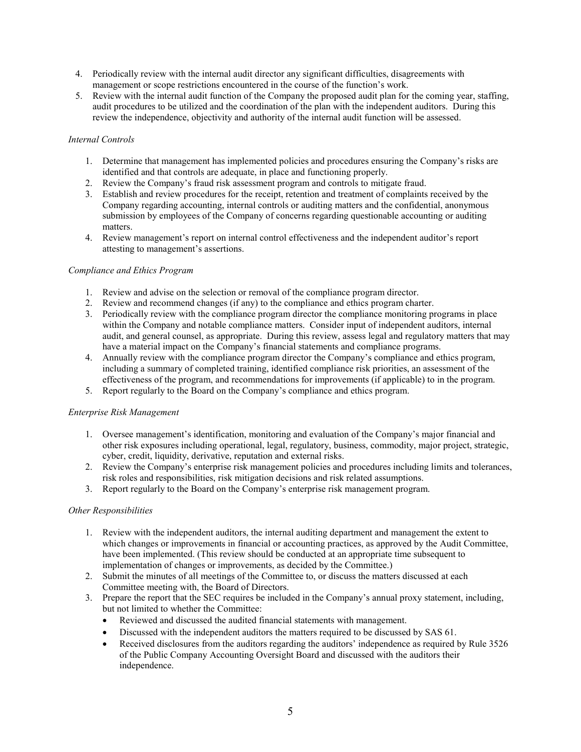4. Periodically review with the internal audit director any significant difficulties, disagreements with management or scope restrictions encountered in the course of the function's work.
5. Review with the internal audit function of the Company the proposed audit plan for the coming year, staffing, audit procedures to be utilized and the coordination of the plan with the independent auditors. During this review the independence, objectivity and authority of the internal audit function will be assessed.

*Internal Controls*

1. Determine that management has implemented policies and procedures ensuring the Company's risks are identified and that controls are adequate, in place and functioning properly.
2. Review the Company's fraud risk assessment program and controls to mitigate fraud.
3. Establish and review procedures for the receipt, retention and treatment of complaints received by the Company regarding accounting, internal controls or auditing matters and the confidential, anonymous submission by employees of the Company of concerns regarding questionable accounting or auditing matters.
4. Review management's report on internal control effectiveness and the independent auditor's report attesting to management's assertions.

*Compliance and Ethics Program*

1. Review and advise on the selection or removal of the compliance program director.
2. Review and recommend changes (if any) to the compliance and ethics program charter.
3. Periodically review with the compliance program director the compliance monitoring programs in place within the Company and notable compliance matters. Consider input of independent auditors, internal audit, and general counsel, as appropriate. During this review, assess legal and regulatory matters that may have a material impact on the Company's financial statements and compliance programs.
4. Annually review with the compliance program director the Company's compliance and ethics program, including a summary of completed training, identified compliance risk priorities, an assessment of the effectiveness of the program, and recommendations for improvements (if applicable) to in the program.
5. Report regularly to the Board on the Company's compliance and ethics program.

*Enterprise Risk Management*

1. Oversee management's identification, monitoring and evaluation of the Company's major financial and other risk exposures including operational, legal, regulatory, business, commodity, major project, strategic, cyber, credit, liquidity, derivative, reputation and external risks.
2. Review the Company's enterprise risk management policies and procedures including limits and tolerances, risk roles and responsibilities, risk mitigation decisions and risk related assumptions.
3. Report regularly to the Board on the Company's enterprise risk management program.

*Other Responsibilities*

1. Review with the independent auditors, the internal auditing department and management the extent to which changes or improvements in financial or accounting practices, as approved by the Audit Committee, have been implemented. (This review should be conducted at an appropriate time subsequent to implementation of changes or improvements, as decided by the Committee.)
2. Submit the minutes of all meetings of the Committee to, or discuss the matters discussed at each Committee meeting with, the Board of Directors.
3. Prepare the report that the SEC requires be included in the Company's annual proxy statement, including, but not limited to whether the Committee:
   - Reviewed and discussed the audited financial statements with management.
   - Discussed with the independent auditors the matters required to be discussed by SAS 61.
   - Received disclosures from the auditors regarding the auditors' independence as required by Rule 3526 of the Public Company Accounting Oversight Board and discussed with the auditors their independence.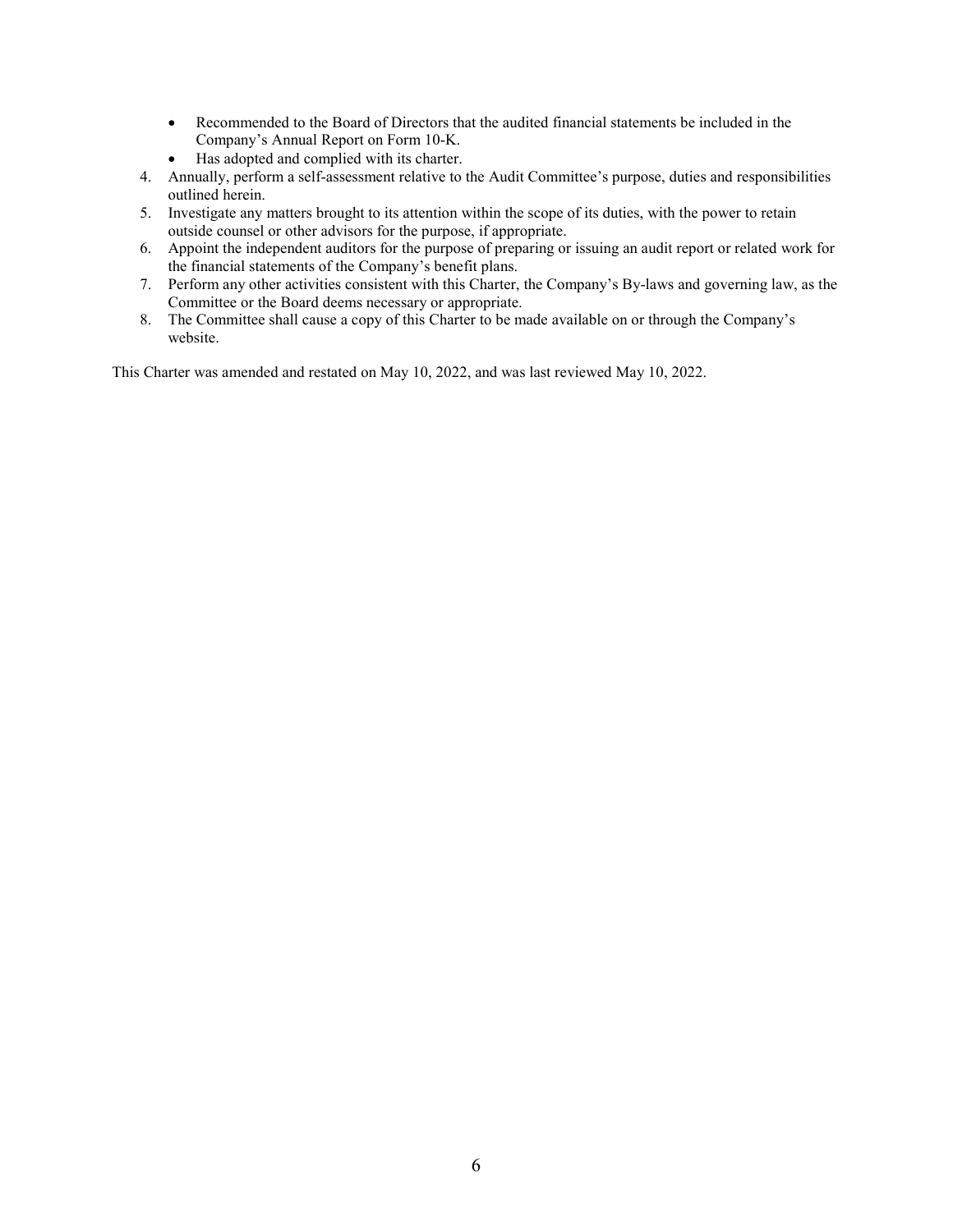- Recommended to the Board of Directors that the audited financial statements be included in the Company's Annual Report on Form 10-K.
- Has adopted and complied with its charter.

4. Annually, perform a self-assessment relative to the Audit Committee's purpose, duties and responsibilities outlined herein.
5. Investigate any matters brought to its attention within the scope of its duties, with the power to retain outside counsel or other advisors for the purpose, if appropriate.
6. Appoint the independent auditors for the purpose of preparing or issuing an audit report or related work for the financial statements of the Company's benefit plans.
7. Perform any other activities consistent with this Charter, the Company's By-laws and governing law, as the Committee or the Board deems necessary or appropriate.
8. The Committee shall cause a copy of this Charter to be made available on or through the Company's website.

This Charter was amended and restated on May 10, 2022, and was last reviewed May 10, 2022.